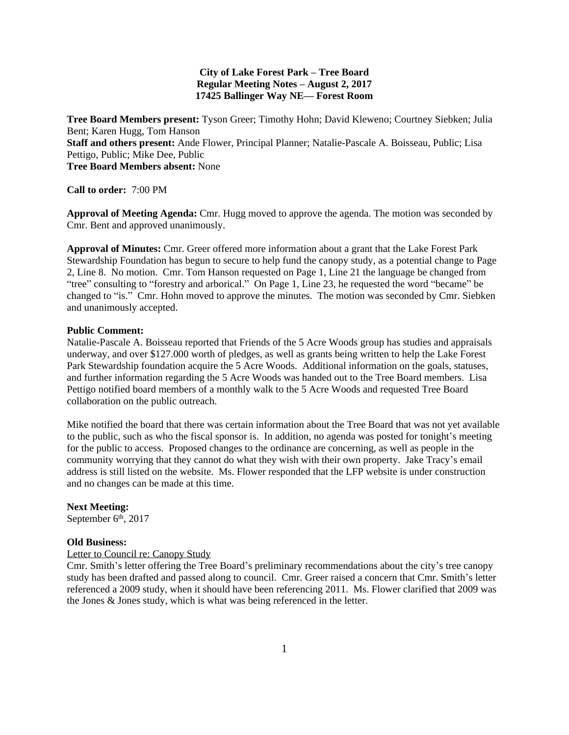**City of Lake Forest Park – Tree Board**
**Regular Meeting Notes – August 2, 2017**
**17425 Ballinger Way NE— Forest Room**

**Tree Board Members present:** Tyson Greer; Timothy Hohn; David Kleweno; Courtney Siebken; Julia Bent; Karen Hugg, Tom Hanson
**Staff and others present:** Ande Flower, Principal Planner; Natalie-Pascale A. Boisseau, Public; Lisa Pettigo, Public; Mike Dee, Public
**Tree Board Members absent:** None

**Call to order:** 7:00 PM

**Approval of Meeting Agenda:** Cmr. Hugg moved to approve the agenda. The motion was seconded by Cmr. Bent and approved unanimously.

**Approval of Minutes:** Cmr. Greer offered more information about a grant that the Lake Forest Park Stewardship Foundation has begun to secure to help fund the canopy study, as a potential change to Page 2, Line 8. No motion. Cmr. Tom Hanson requested on Page 1, Line 21 the language be changed from "tree" consulting to "forestry and arborical." On Page 1, Line 23, he requested the word "became" be changed to "is." Cmr. Hohn moved to approve the minutes. The motion was seconded by Cmr. Siebken and unanimously accepted.

**Public Comment:**
Natalie-Pascale A. Boisseau reported that Friends of the 5 Acre Woods group has studies and appraisals underway, and over $127.000 worth of pledges, as well as grants being written to help the Lake Forest Park Stewardship foundation acquire the 5 Acre Woods. Additional information on the goals, statuses, and further information regarding the 5 Acre Woods was handed out to the Tree Board members. Lisa Pettigo notified board members of a monthly walk to the 5 Acre Woods and requested Tree Board collaboration on the public outreach.

Mike notified the board that there was certain information about the Tree Board that was not yet available to the public, such as who the fiscal sponsor is. In addition, no agenda was posted for tonight's meeting for the public to access. Proposed changes to the ordinance are concerning, as well as people in the community worrying that they cannot do what they wish with their own property. Jake Tracy's email address is still listed on the website. Ms. Flower responded that the LFP website is under construction and no changes can be made at this time.

**Next Meeting:**
September 6th, 2017

**Old Business:**
Letter to Council re: Canopy Study
Cmr. Smith's letter offering the Tree Board's preliminary recommendations about the city's tree canopy study has been drafted and passed along to council. Cmr. Greer raised a concern that Cmr. Smith's letter referenced a 2009 study, when it should have been referencing 2011. Ms. Flower clarified that 2009 was the Jones & Jones study, which is what was being referenced in the letter.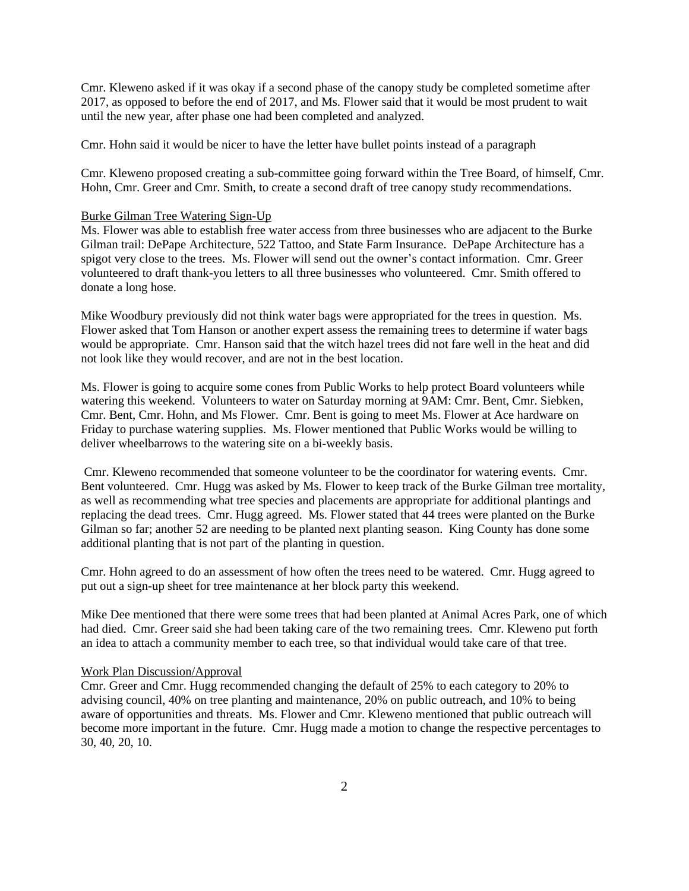Cmr. Kleweno asked if it was okay if a second phase of the canopy study be completed sometime after 2017, as opposed to before the end of 2017, and Ms. Flower said that it would be most prudent to wait until the new year, after phase one had been completed and analyzed.

Cmr. Hohn said it would be nicer to have the letter have bullet points instead of a paragraph

Cmr. Kleweno proposed creating a sub-committee going forward within the Tree Board, of himself, Cmr. Hohn, Cmr. Greer and Cmr. Smith, to create a second draft of tree canopy study recommendations.

<u>Burke Gilman Tree Watering Sign-Up</u>

Ms. Flower was able to establish free water access from three businesses who are adjacent to the Burke Gilman trail: DePape Architecture, 522 Tattoo, and State Farm Insurance. DePape Architecture has a spigot very close to the trees. Ms. Flower will send out the owner's contact information. Cmr. Greer volunteered to draft thank-you letters to all three businesses who volunteered. Cmr. Smith offered to donate a long hose.

Mike Woodbury previously did not think water bags were appropriated for the trees in question. Ms. Flower asked that Tom Hanson or another expert assess the remaining trees to determine if water bags would be appropriate. Cmr. Hanson said that the witch hazel trees did not fare well in the heat and did not look like they would recover, and are not in the best location.

Ms. Flower is going to acquire some cones from Public Works to help protect Board volunteers while watering this weekend. Volunteers to water on Saturday morning at 9AM: Cmr. Bent, Cmr. Siebken, Cmr. Bent, Cmr. Hohn, and Ms Flower. Cmr. Bent is going to meet Ms. Flower at Ace hardware on Friday to purchase watering supplies. Ms. Flower mentioned that Public Works would be willing to deliver wheelbarrows to the watering site on a bi-weekly basis.

Cmr. Kleweno recommended that someone volunteer to be the coordinator for watering events. Cmr. Bent volunteered. Cmr. Hugg was asked by Ms. Flower to keep track of the Burke Gilman tree mortality, as well as recommending what tree species and placements are appropriate for additional plantings and replacing the dead trees. Cmr. Hugg agreed. Ms. Flower stated that 44 trees were planted on the Burke Gilman so far; another 52 are needing to be planted next planting season. King County has done some additional planting that is not part of the planting in question.

Cmr. Hohn agreed to do an assessment of how often the trees need to be watered. Cmr. Hugg agreed to put out a sign-up sheet for tree maintenance at her block party this weekend.

Mike Dee mentioned that there were some trees that had been planted at Animal Acres Park, one of which had died. Cmr. Greer said she had been taking care of the two remaining trees. Cmr. Kleweno put forth an idea to attach a community member to each tree, so that individual would take care of that tree.

<u>Work Plan Discussion/Approval</u>

Cmr. Greer and Cmr. Hugg recommended changing the default of 25% to each category to 20% to advising council, 40% on tree planting and maintenance, 20% on public outreach, and 10% to being aware of opportunities and threats. Ms. Flower and Cmr. Kleweno mentioned that public outreach will become more important in the future. Cmr. Hugg made a motion to change the respective percentages to 30, 40, 20, 10.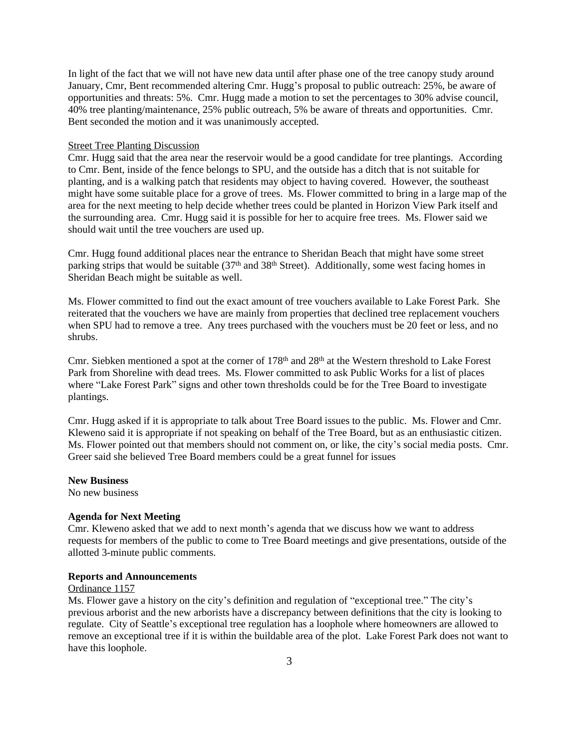In light of the fact that we will not have new data until after phase one of the tree canopy study around January, Cmr, Bent recommended altering Cmr. Hugg's proposal to public outreach: 25%, be aware of opportunities and threats: 5%. Cmr. Hugg made a motion to set the percentages to 30% advise council, 40% tree planting/maintenance, 25% public outreach, 5% be aware of threats and opportunities. Cmr. Bent seconded the motion and it was unanimously accepted.

Street Tree Planting Discussion

Cmr. Hugg said that the area near the reservoir would be a good candidate for tree plantings. According to Cmr. Bent, inside of the fence belongs to SPU, and the outside has a ditch that is not suitable for planting, and is a walking patch that residents may object to having covered. However, the southeast might have some suitable place for a grove of trees. Ms. Flower committed to bring in a large map of the area for the next meeting to help decide whether trees could be planted in Horizon View Park itself and the surrounding area. Cmr. Hugg said it is possible for her to acquire free trees. Ms. Flower said we should wait until the tree vouchers are used up.

Cmr. Hugg found additional places near the entrance to Sheridan Beach that might have some street parking strips that would be suitable (37th and 38th Street). Additionally, some west facing homes in Sheridan Beach might be suitable as well.

Ms. Flower committed to find out the exact amount of tree vouchers available to Lake Forest Park. She reiterated that the vouchers we have are mainly from properties that declined tree replacement vouchers when SPU had to remove a tree. Any trees purchased with the vouchers must be 20 feet or less, and no shrubs.

Cmr. Siebken mentioned a spot at the corner of 178th and 28th at the Western threshold to Lake Forest Park from Shoreline with dead trees. Ms. Flower committed to ask Public Works for a list of places where "Lake Forest Park" signs and other town thresholds could be for the Tree Board to investigate plantings.

Cmr. Hugg asked if it is appropriate to talk about Tree Board issues to the public. Ms. Flower and Cmr. Kleweno said it is appropriate if not speaking on behalf of the Tree Board, but as an enthusiastic citizen. Ms. Flower pointed out that members should not comment on, or like, the city's social media posts. Cmr. Greer said she believed Tree Board members could be a great funnel for issues

**New Business**

No new business

**Agenda for Next Meeting**

Cmr. Kleweno asked that we add to next month's agenda that we discuss how we want to address requests for members of the public to come to Tree Board meetings and give presentations, outside of the allotted 3-minute public comments.

**Reports and Announcements**

Ordinance 1157

Ms. Flower gave a history on the city's definition and regulation of "exceptional tree." The city's previous arborist and the new arborists have a discrepancy between definitions that the city is looking to regulate. City of Seattle's exceptional tree regulation has a loophole where homeowners are allowed to remove an exceptional tree if it is within the buildable area of the plot. Lake Forest Park does not want to have this loophole.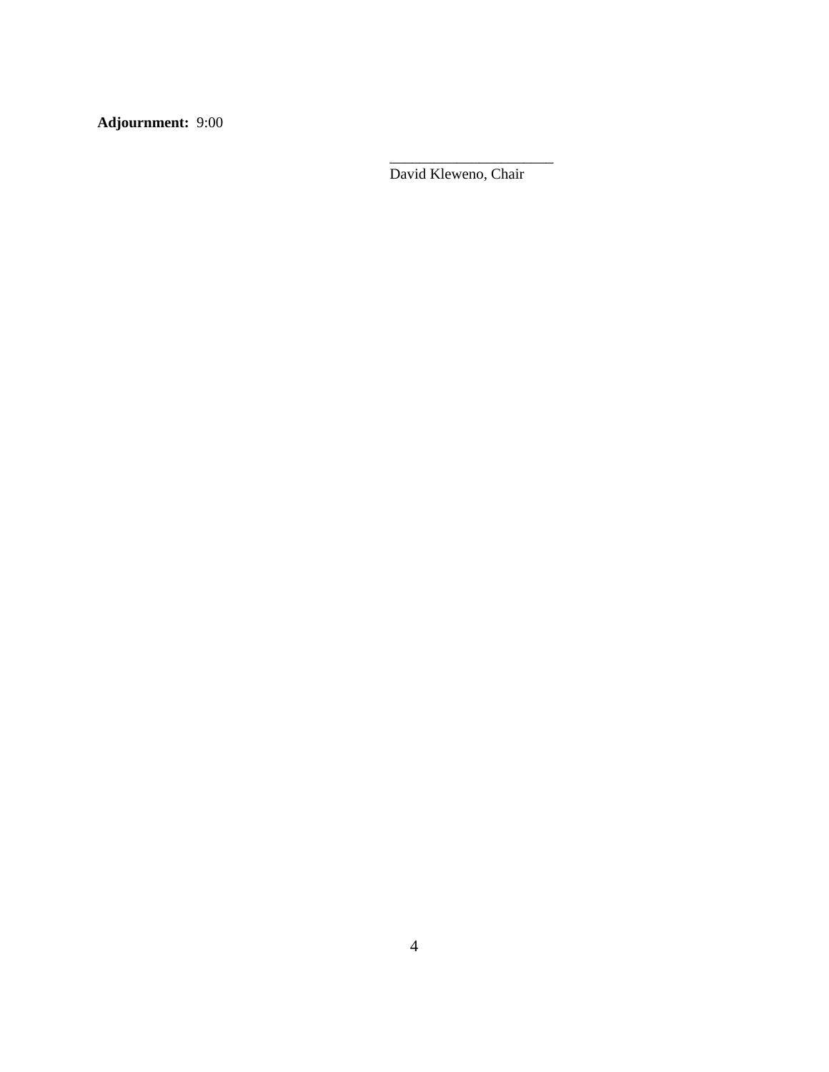**Adjournment:** 9:00

______________________
David Kleweno, Chair